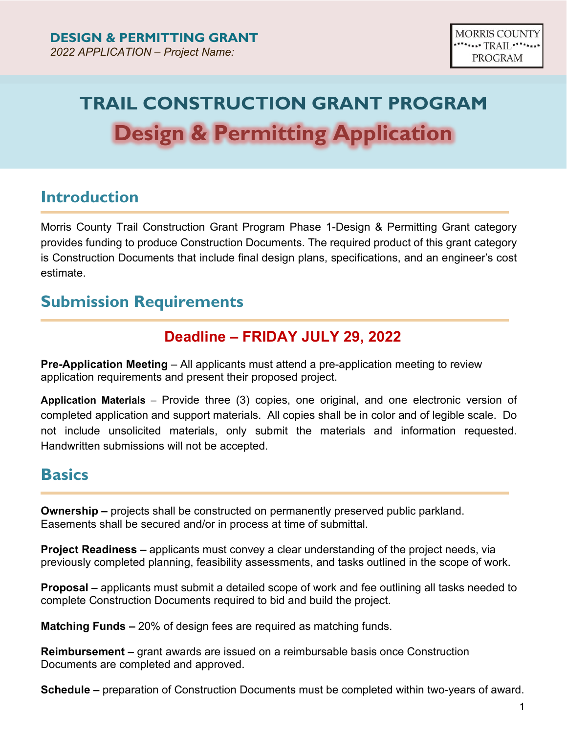**DESIGN & PERMITTING GRANT**
*2022 APPLICATION – Project Name:*

MORRIS COUNTY TRAIL PROGRAM

# TRAIL CONSTRUCTION GRANT PROGRAM

# Design & Permitting Application

## Introduction

Morris County Trail Construction Grant Program Phase 1-Design & Permitting Grant category provides funding to produce Construction Documents. The required product of this grant category is Construction Documents that include final design plans, specifications, and an engineer's cost estimate.

## Submission Requirements

### Deadline – FRIDAY JULY 29, 2022

**Pre-Application Meeting** – All applicants must attend a pre-application meeting to review application requirements and present their proposed project.

**Application Materials** – Provide three (3) copies, one original, and one electronic version of completed application and support materials. All copies shall be in color and of legible scale. Do not include unsolicited materials, only submit the materials and information requested. Handwritten submissions will not be accepted.

## Basics

**Ownership –** projects shall be constructed on permanently preserved public parkland. Easements shall be secured and/or in process at time of submittal.

**Project Readiness –** applicants must convey a clear understanding of the project needs, via previously completed planning, feasibility assessments, and tasks outlined in the scope of work.

**Proposal –** applicants must submit a detailed scope of work and fee outlining all tasks needed to complete Construction Documents required to bid and build the project.

**Matching Funds –** 20% of design fees are required as matching funds.

**Reimbursement –** grant awards are issued on a reimbursable basis once Construction Documents are completed and approved.

**Schedule –** preparation of Construction Documents must be completed within two-years of award.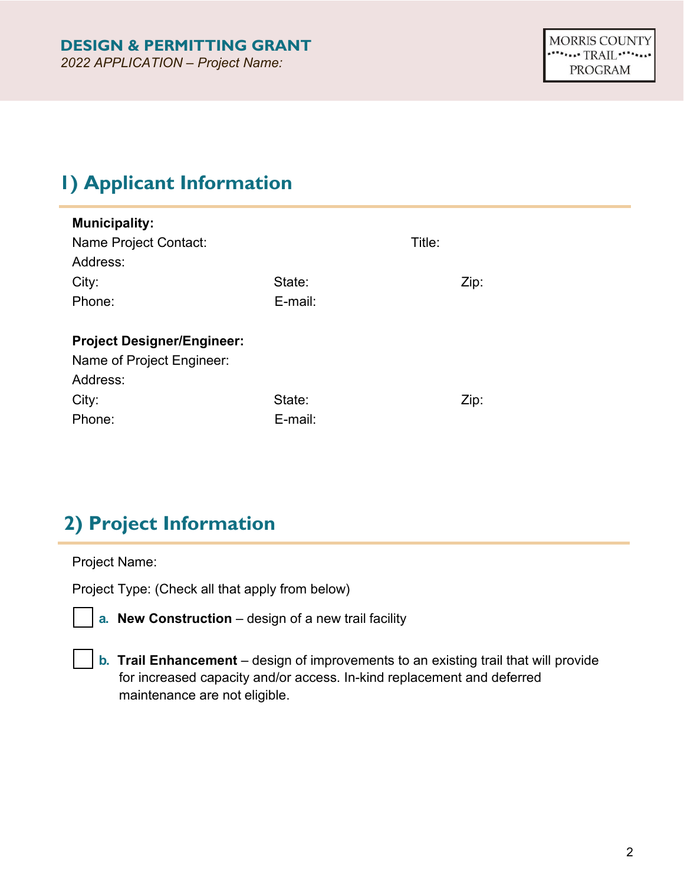## 1) Applicant Information

**Municipality:**

Name Project Contact: Title:

Address:

City: State: Zip:

Phone: E-mail:

**Project Designer/Engineer:**

Name of Project Engineer:

Address:

City: State: Zip:

Phone: E-mail:

## 2) Project Information

Project Name:

Project Type: (Check all that apply from below)

☐ **a. New Construction** – design of a new trail facility

☐ **b. Trail Enhancement** – design of improvements to an existing trail that will provide for increased capacity and/or access. In-kind replacement and deferred maintenance are not eligible.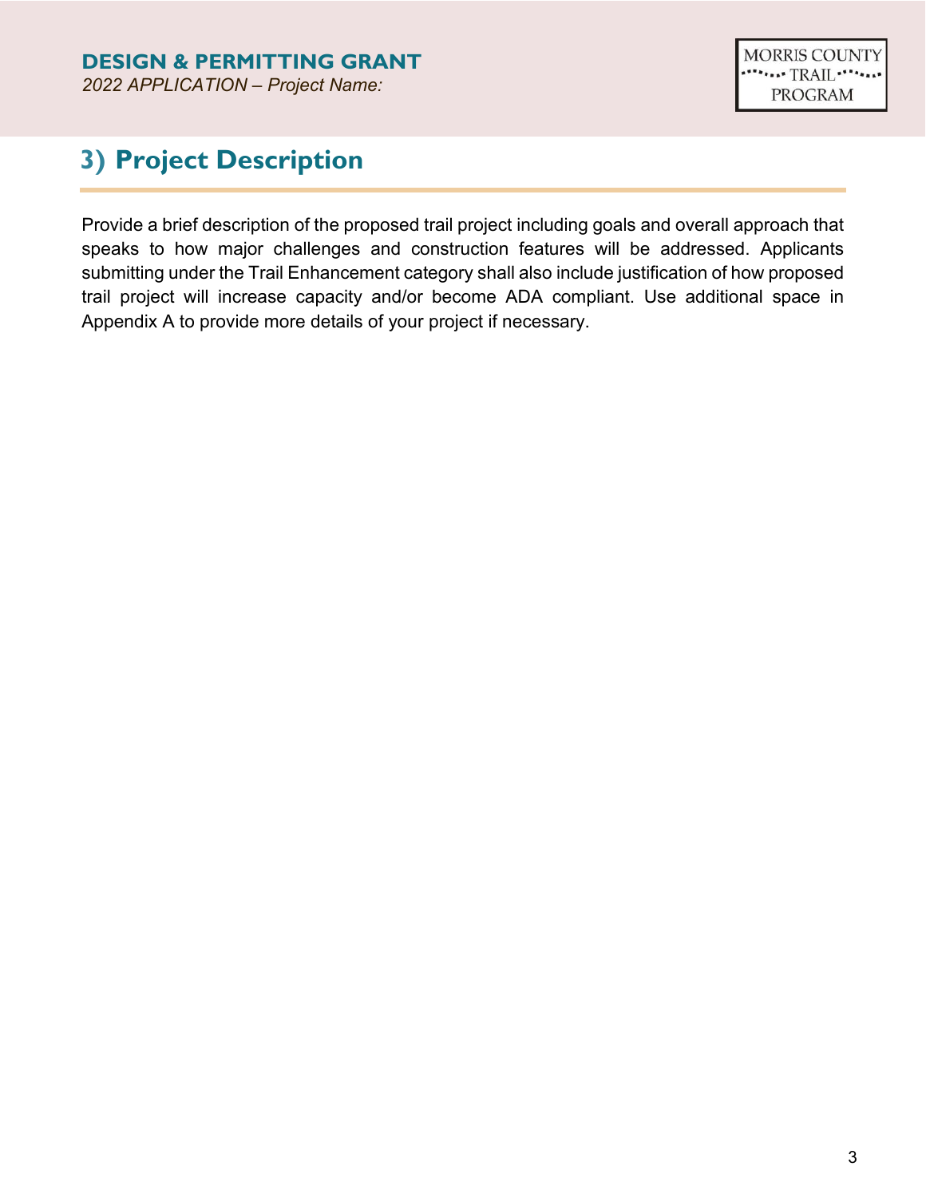# 3) Project Description

Provide a brief description of the proposed trail project including goals and overall approach that speaks to how major challenges and construction features will be addressed. Applicants submitting under the Trail Enhancement category shall also include justification of how proposed trail project will increase capacity and/or become ADA compliant. Use additional space in Appendix A to provide more details of your project if necessary.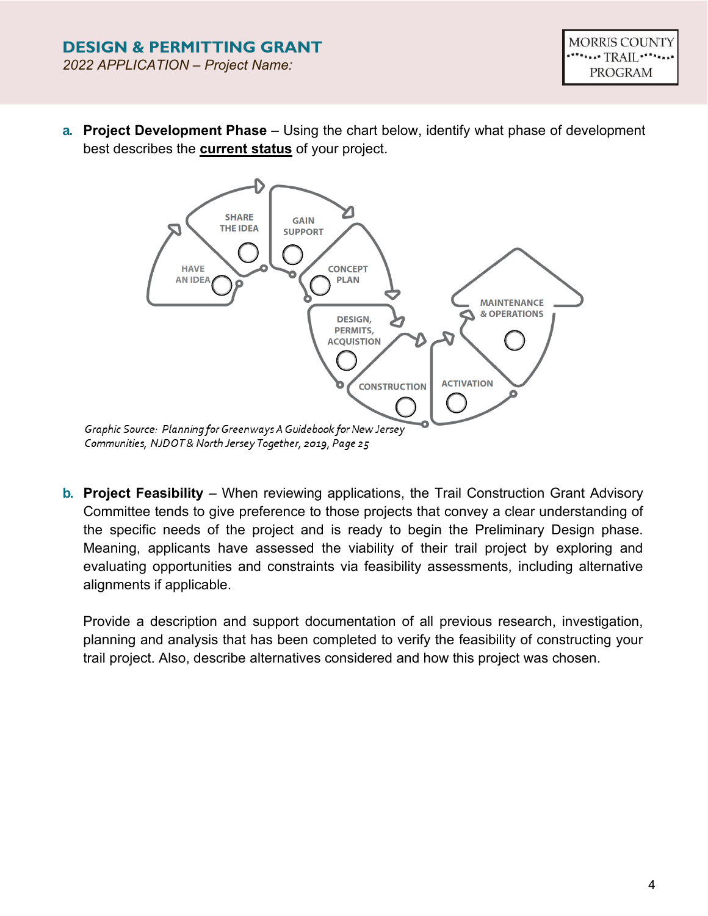**a. Project Development Phase** – Using the chart below, identify what phase of development best describes the **current status** of your project.

HAVE AN IDEA ○

SHARE THE IDEA ○

GAIN SUPPORT ○

CONCEPT PLAN ○

DESIGN, PERMITS, ACQUISTION ○

CONSTRUCTION ○

ACTIVATION ○

MAINTENANCE & OPERATIONS ○

*Graphic Source: Planning for Greenways A Guidebook for New Jersey Communities, NJDOT & North Jersey Together, 2019, Page 25*

**b. Project Feasibility** – When reviewing applications, the Trail Construction Grant Advisory Committee tends to give preference to those projects that convey a clear understanding of the specific needs of the project and is ready to begin the Preliminary Design phase. Meaning, applicants have assessed the viability of their trail project by exploring and evaluating opportunities and constraints via feasibility assessments, including alternative alignments if applicable.

Provide a description and support documentation of all previous research, investigation, planning and analysis that has been completed to verify the feasibility of constructing your trail project. Also, describe alternatives considered and how this project was chosen.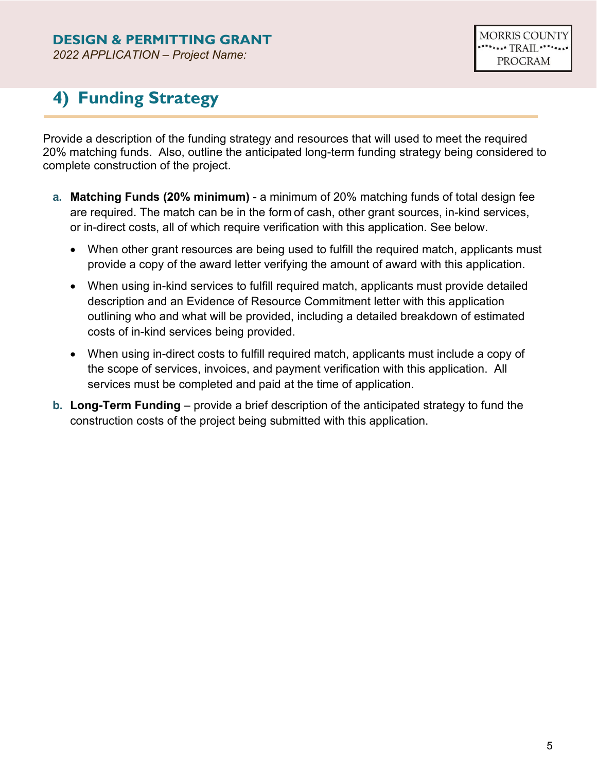## 4) Funding Strategy

Provide a description of the funding strategy and resources that will used to meet the required 20% matching funds. Also, outline the anticipated long-term funding strategy being considered to complete construction of the project.

a. **Matching Funds (20% minimum)** - a minimum of 20% matching funds of total design fee are required. The match can be in the form of cash, other grant sources, in-kind services, or in-direct costs, all of which require verification with this application. See below.

   - When other grant resources are being used to fulfill the required match, applicants must provide a copy of the award letter verifying the amount of award with this application.
   - When using in-kind services to fulfill required match, applicants must provide detailed description and an Evidence of Resource Commitment letter with this application outlining who and what will be provided, including a detailed breakdown of estimated costs of in-kind services being provided.
   - When using in-direct costs to fulfill required match, applicants must include a copy of the scope of services, invoices, and payment verification with this application. All services must be completed and paid at the time of application.

b. **Long-Term Funding** – provide a brief description of the anticipated strategy to fund the construction costs of the project being submitted with this application.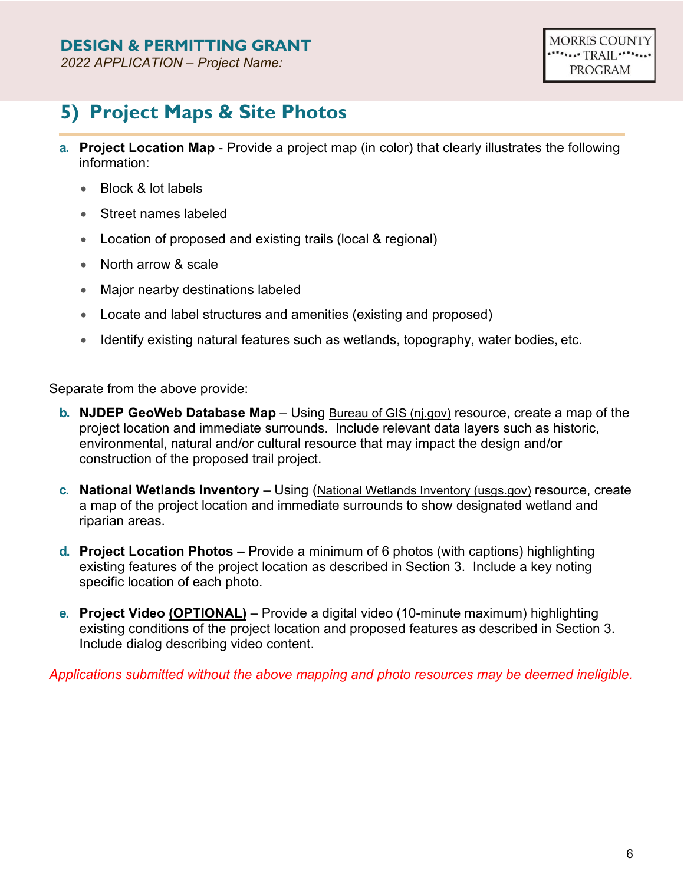## 5) Project Maps & Site Photos

**a. Project Location Map** - Provide a project map (in color) that clearly illustrates the following information:

- Block & lot labels
- Street names labeled
- Location of proposed and existing trails (local & regional)
- North arrow & scale
- Major nearby destinations labeled
- Locate and label structures and amenities (existing and proposed)
- Identify existing natural features such as wetlands, topography, water bodies, etc.

Separate from the above provide:

**b. NJDEP GeoWeb Database Map** – Using Bureau of GIS (nj.gov) resource, create a map of the project location and immediate surrounds. Include relevant data layers such as historic, environmental, natural and/or cultural resource that may impact the design and/or construction of the proposed trail project.

**c. National Wetlands Inventory** – Using (National Wetlands Inventory (usgs.gov) resource, create a map of the project location and immediate surrounds to show designated wetland and riparian areas.

**d. Project Location Photos –** Provide a minimum of 6 photos (with captions) highlighting existing features of the project location as described in Section 3. Include a key noting specific location of each photo.

**e. Project Video (OPTIONAL)** – Provide a digital video (10-minute maximum) highlighting existing conditions of the project location and proposed features as described in Section 3. Include dialog describing video content.

*Applications submitted without the above mapping and photo resources may be deemed ineligible.*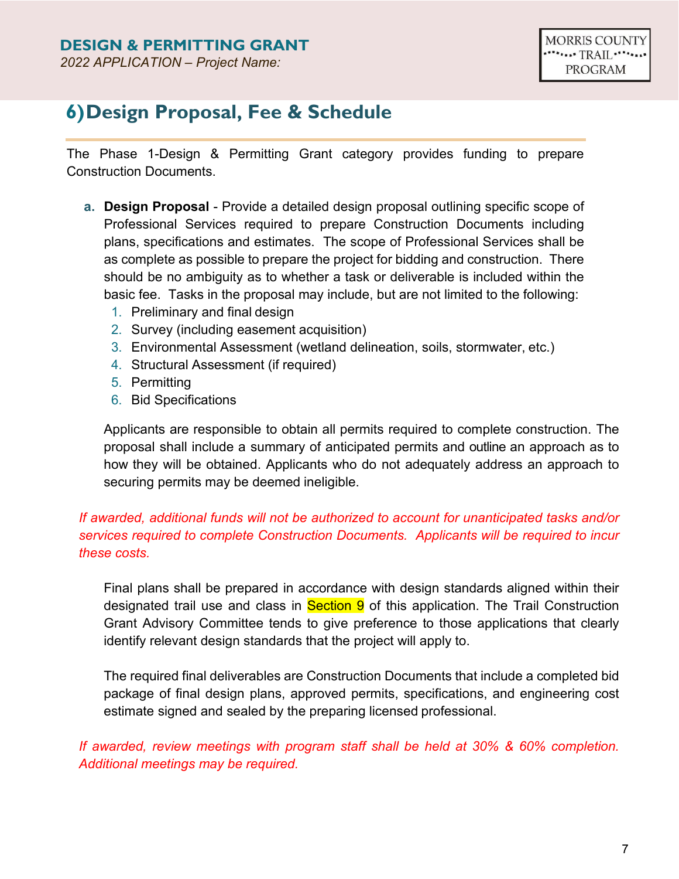## 6) Design Proposal, Fee & Schedule

The Phase 1-Design & Permitting Grant category provides funding to prepare Construction Documents.

a. **Design Proposal** - Provide a detailed design proposal outlining specific scope of Professional Services required to prepare Construction Documents including plans, specifications and estimates. The scope of Professional Services shall be as complete as possible to prepare the project for bidding and construction. There should be no ambiguity as to whether a task or deliverable is included within the basic fee. Tasks in the proposal may include, but are not limited to the following:
   1. Preliminary and final design
   2. Survey (including easement acquisition)
   3. Environmental Assessment (wetland delineation, soils, stormwater, etc.)
   4. Structural Assessment (if required)
   5. Permitting
   6. Bid Specifications

   Applicants are responsible to obtain all permits required to complete construction. The proposal shall include a summary of anticipated permits and outline an approach as to how they will be obtained. Applicants who do not adequately address an approach to securing permits may be deemed ineligible.

*If awarded, additional funds will not be authorized to account for unanticipated tasks and/or services required to complete Construction Documents. Applicants will be required to incur these costs.*

Final plans shall be prepared in accordance with design standards aligned within their designated trail use and class in Section 9 of this application. The Trail Construction Grant Advisory Committee tends to give preference to those applications that clearly identify relevant design standards that the project will apply to.

The required final deliverables are Construction Documents that include a completed bid package of final design plans, approved permits, specifications, and engineering cost estimate signed and sealed by the preparing licensed professional.

*If awarded, review meetings with program staff shall be held at 30% & 60% completion. Additional meetings may be required.*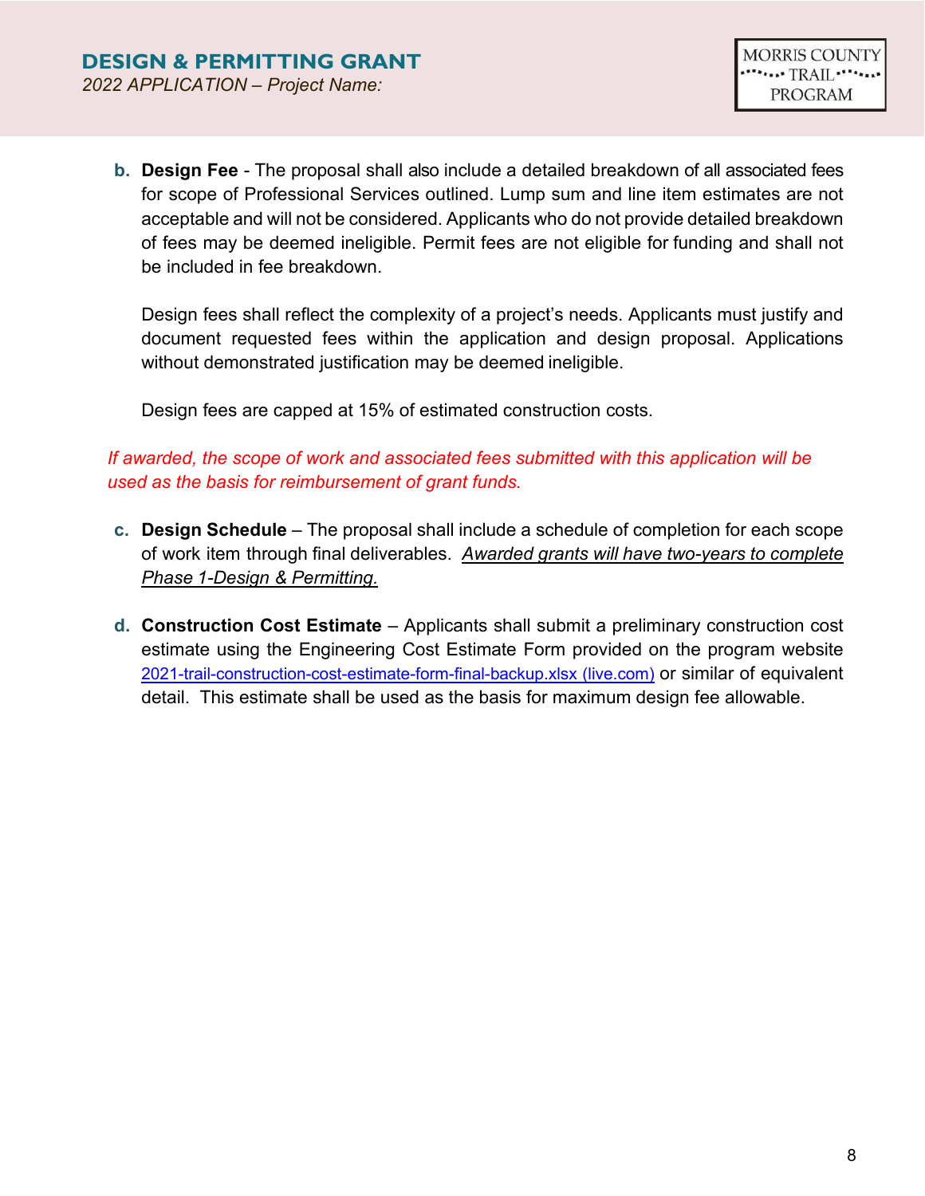b. **Design Fee** - The proposal shall also include a detailed breakdown of all associated fees for scope of Professional Services outlined. Lump sum and line item estimates are not acceptable and will not be considered. Applicants who do not provide detailed breakdown of fees may be deemed ineligible. Permit fees are not eligible for funding and shall not be included in fee breakdown.

   Design fees shall reflect the complexity of a project's needs. Applicants must justify and document requested fees within the application and design proposal. Applications without demonstrated justification may be deemed ineligible.

   Design fees are capped at 15% of estimated construction costs.

*If awarded, the scope of work and associated fees submitted with this application will be used as the basis for reimbursement of grant funds.*

c. **Design Schedule** – The proposal shall include a schedule of completion for each scope of work item through final deliverables. *Awarded grants will have two-years to complete Phase 1-Design & Permitting.*

d. **Construction Cost Estimate** – Applicants shall submit a preliminary construction cost estimate using the Engineering Cost Estimate Form provided on the program website [2021-trail-construction-cost-estimate-form-final-backup.xlsx (live.com)] or similar of equivalent detail. This estimate shall be used as the basis for maximum design fee allowable.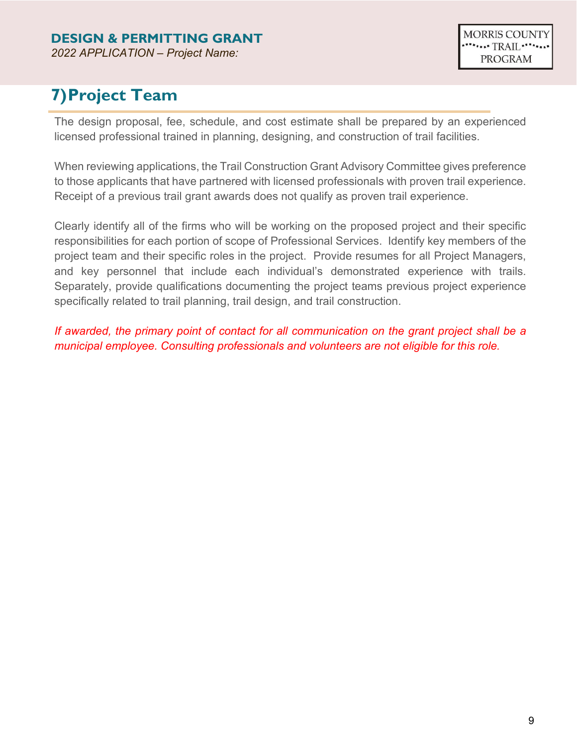## 7) Project Team

The design proposal, fee, schedule, and cost estimate shall be prepared by an experienced licensed professional trained in planning, designing, and construction of trail facilities.

When reviewing applications, the Trail Construction Grant Advisory Committee gives preference to those applicants that have partnered with licensed professionals with proven trail experience. Receipt of a previous trail grant awards does not qualify as proven trail experience.

Clearly identify all of the firms who will be working on the proposed project and their specific responsibilities for each portion of scope of Professional Services. Identify key members of the project team and their specific roles in the project. Provide resumes for all Project Managers, and key personnel that include each individual's demonstrated experience with trails. Separately, provide qualifications documenting the project teams previous project experience specifically related to trail planning, trail design, and trail construction.

*If awarded, the primary point of contact for all communication on the grant project shall be a municipal employee. Consulting professionals and volunteers are not eligible for this role.*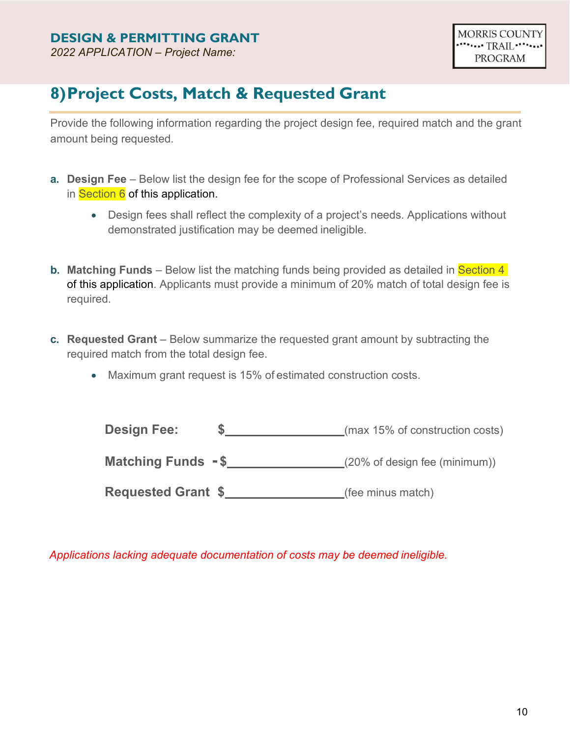## 8) Project Costs, Match & Requested Grant

Provide the following information regarding the project design fee, required match and the grant amount being requested.

**a. Design Fee** – Below list the design fee for the scope of Professional Services as detailed in Section 6 of this application.

- Design fees shall reflect the complexity of a project's needs. Applications without demonstrated justification may be deemed ineligible.

**b. Matching Funds** – Below list the matching funds being provided as detailed in Section 4 of this application. Applicants must provide a minimum of 20% match of total design fee is required.

**c. Requested Grant** – Below summarize the requested grant amount by subtracting the required match from the total design fee.

- Maximum grant request is 15% of estimated construction costs.

**Design Fee:** $________________ (max 15% of construction costs)

**Matching Funds** - $________________ (20% of design fee (minimum))

**Requested Grant** $________________ (fee minus match)

*Applications lacking adequate documentation of costs may be deemed ineligible.*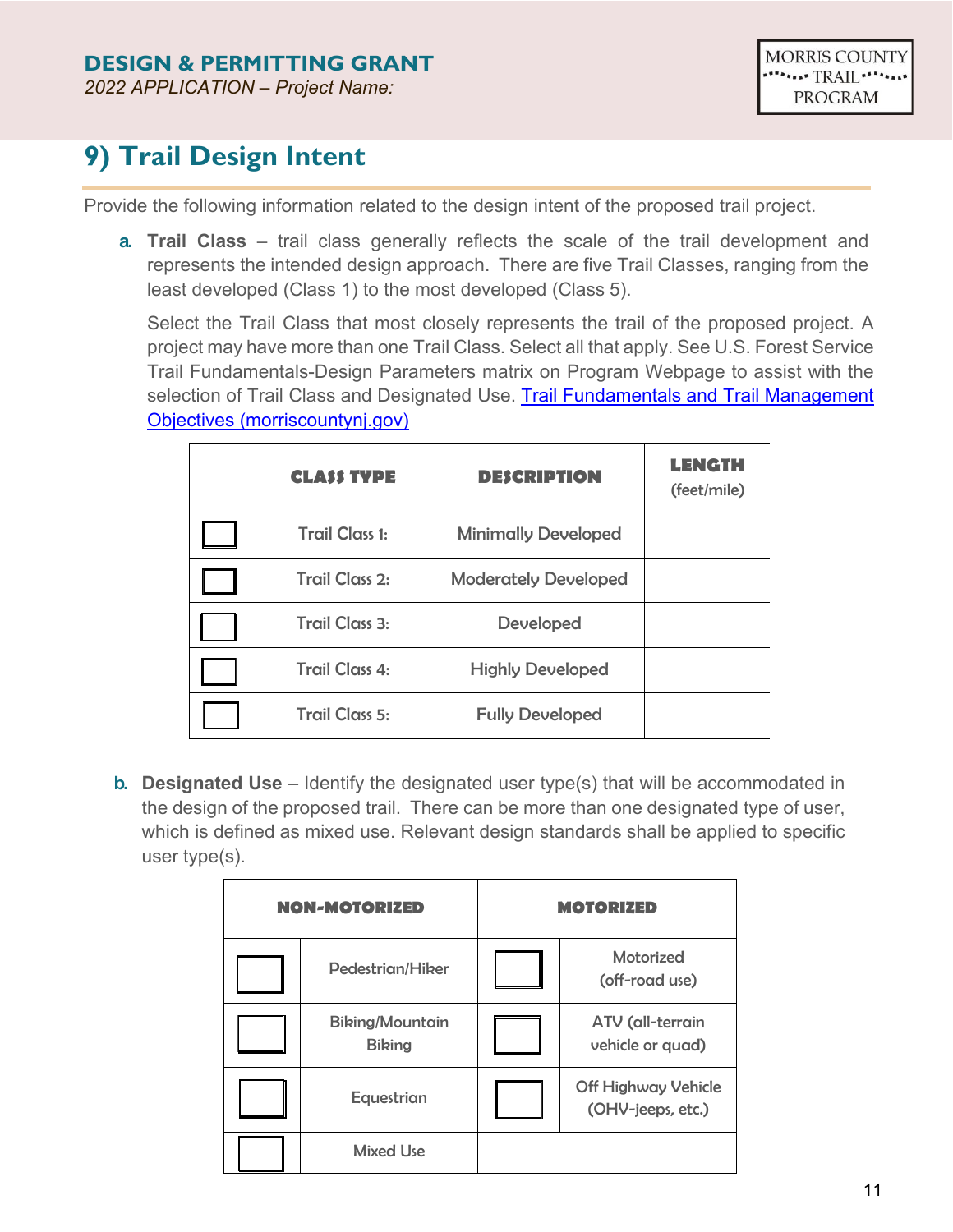# 9) Trail Design Intent

Provide the following information related to the design intent of the proposed trail project.

a. **Trail Class** – trail class generally reflects the scale of the trail development and represents the intended design approach. There are five Trail Classes, ranging from the least developed (Class 1) to the most developed (Class 5).

   Select the Trail Class that most closely represents the trail of the proposed project. A project may have more than one Trail Class. Select all that apply. See U.S. Forest Service Trail Fundamentals-Design Parameters matrix on Program Webpage to assist with the selection of Trail Class and Designated Use. [Trail Fundamentals and Trail Management Objectives (morriscountynj.gov)]

| | CLASS TYPE | DESCRIPTION | LENGTH (feet/mile) |
|---|---|---|---|
| ☐ | Trail Class 1: | Minimally Developed | |
| ☐ | Trail Class 2: | Moderately Developed | |
| ☐ | Trail Class 3: | Developed | |
| ☐ | Trail Class 4: | Highly Developed | |
| ☐ | Trail Class 5: | Fully Developed | |

b. **Designated Use** – Identify the designated user type(s) that will be accommodated in the design of the proposed trail. There can be more than one designated type of user, which is defined as mixed use. Relevant design standards shall be applied to specific user type(s).

| NON-MOTORIZED | | MOTORIZED | |
|---|---|---|---|
| ☐ | Pedestrian/Hiker | ☐ | Motorized (off-road use) |
| ☐ | Biking/Mountain Biking | ☐ | ATV (all-terrain vehicle or quad) |
| ☐ | Equestrian | ☐ | Off Highway Vehicle (OHV-jeeps, etc.) |
| ☐ | Mixed Use | | |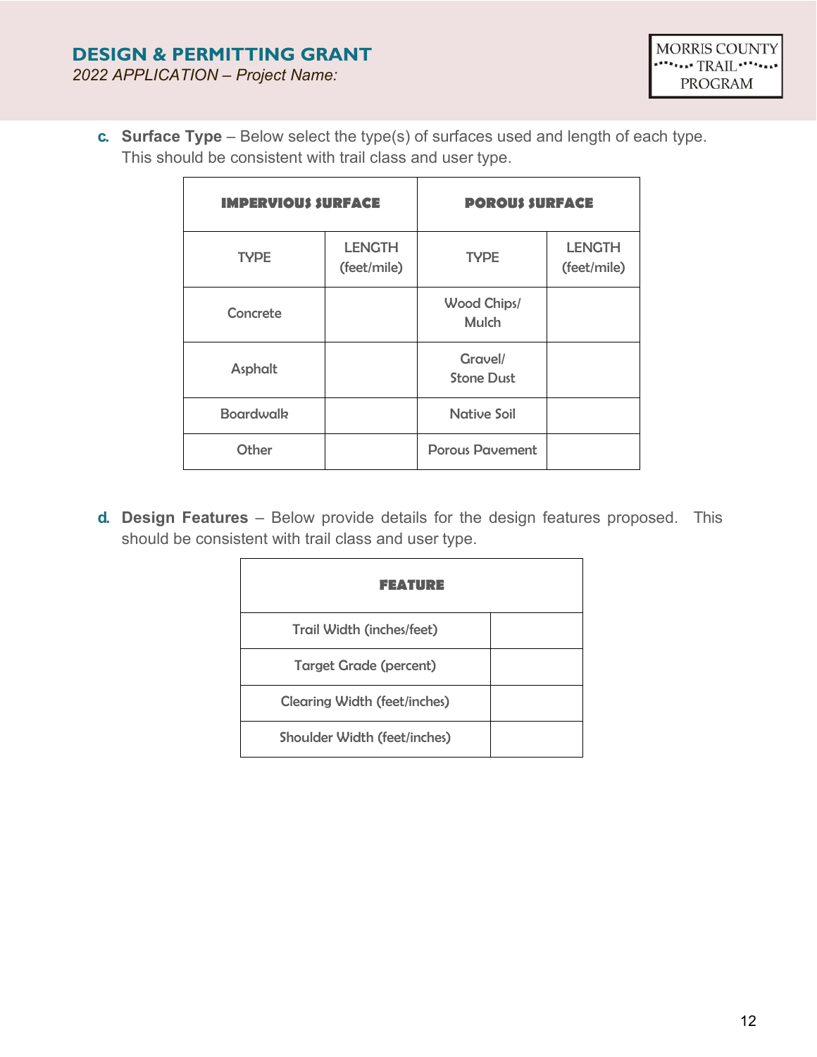c. **Surface Type** – Below select the type(s) of surfaces used and length of each type. This should be consistent with trail class and user type.

| IMPERVIOUS SURFACE | | POROUS SURFACE | |
|---|---|---|---|
| TYPE | LENGTH (feet/mile) | TYPE | LENGTH (feet/mile) |
| Concrete | | Wood Chips/ Mulch | |
| Asphalt | | Gravel/ Stone Dust | |
| Boardwalk | | Native Soil | |
| Other | | Porous Pavement | |

d. **Design Features** – Below provide details for the design features proposed. This should be consistent with trail class and user type.

| FEATURE | |
|---|---|
| Trail Width (inches/feet) | |
| Target Grade (percent) | |
| Clearing Width (feet/inches) | |
| Shoulder Width (feet/inches) | |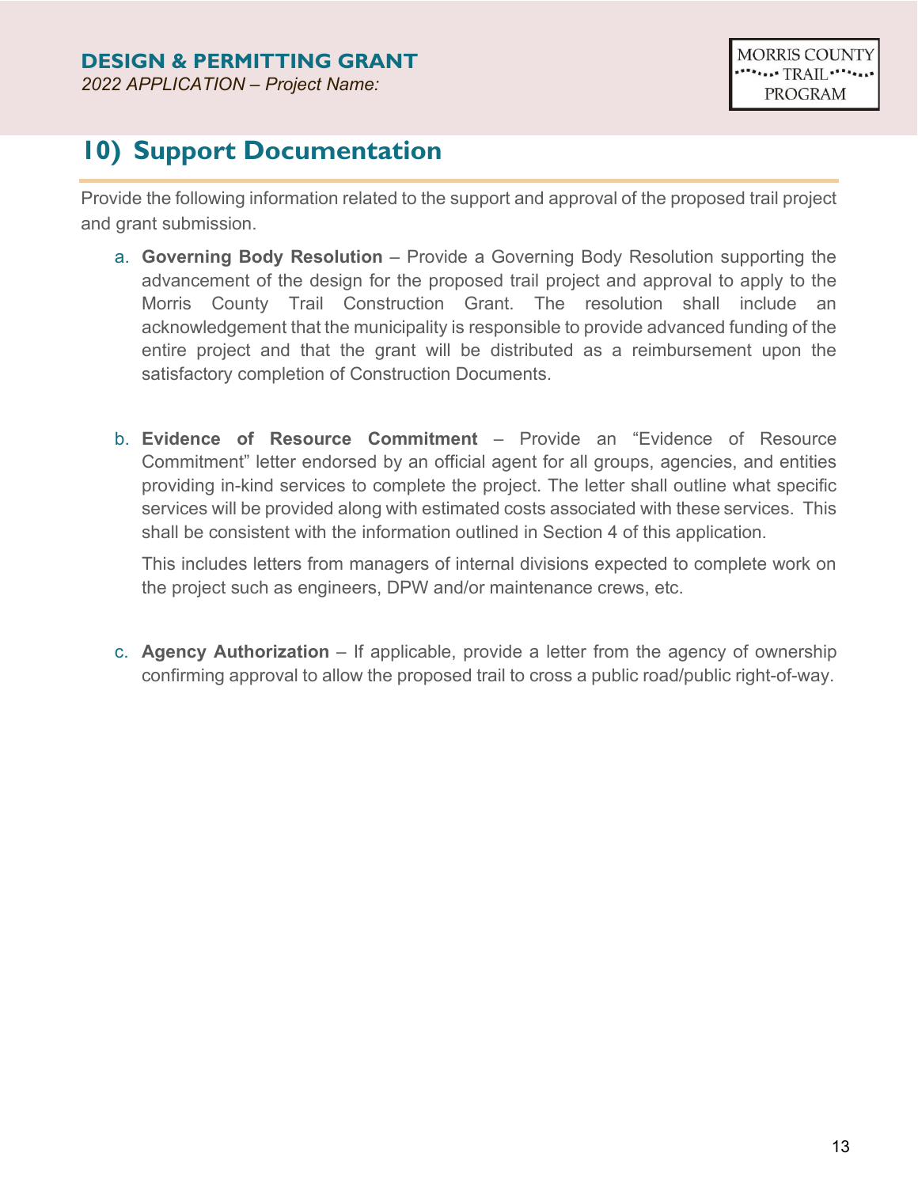## 10) Support Documentation

Provide the following information related to the support and approval of the proposed trail project and grant submission.

a. **Governing Body Resolution** – Provide a Governing Body Resolution supporting the advancement of the design for the proposed trail project and approval to apply to the Morris County Trail Construction Grant. The resolution shall include an acknowledgement that the municipality is responsible to provide advanced funding of the entire project and that the grant will be distributed as a reimbursement upon the satisfactory completion of Construction Documents.

b. **Evidence of Resource Commitment** – Provide an "Evidence of Resource Commitment" letter endorsed by an official agent for all groups, agencies, and entities providing in-kind services to complete the project. The letter shall outline what specific services will be provided along with estimated costs associated with these services. This shall be consistent with the information outlined in Section 4 of this application.

   This includes letters from managers of internal divisions expected to complete work on the project such as engineers, DPW and/or maintenance crews, etc.

c. **Agency Authorization** – If applicable, provide a letter from the agency of ownership confirming approval to allow the proposed trail to cross a public road/public right-of-way.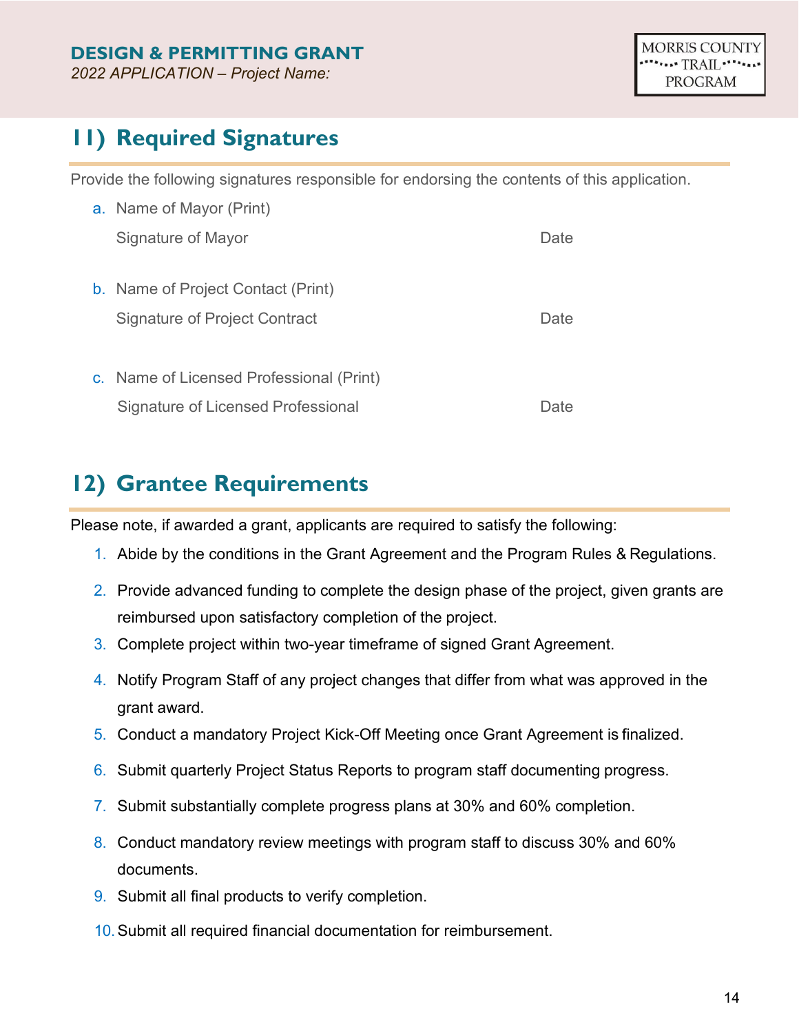## 11) Required Signatures

Provide the following signatures responsible for endorsing the contents of this application.

a. Name of Mayor (Print)

   Signature of Mayor                                        Date

b. Name of Project Contact (Print)

   Signature of Project Contract                             Date

c. Name of Licensed Professional (Print)

   Signature of Licensed Professional                        Date

## 12) Grantee Requirements

Please note, if awarded a grant, applicants are required to satisfy the following:

1. Abide by the conditions in the Grant Agreement and the Program Rules & Regulations.
2. Provide advanced funding to complete the design phase of the project, given grants are reimbursed upon satisfactory completion of the project.
3. Complete project within two-year timeframe of signed Grant Agreement.
4. Notify Program Staff of any project changes that differ from what was approved in the grant award.
5. Conduct a mandatory Project Kick-Off Meeting once Grant Agreement is finalized.
6. Submit quarterly Project Status Reports to program staff documenting progress.
7. Submit substantially complete progress plans at 30% and 60% completion.
8. Conduct mandatory review meetings with program staff to discuss 30% and 60% documents.
9. Submit all final products to verify completion.
10. Submit all required financial documentation for reimbursement.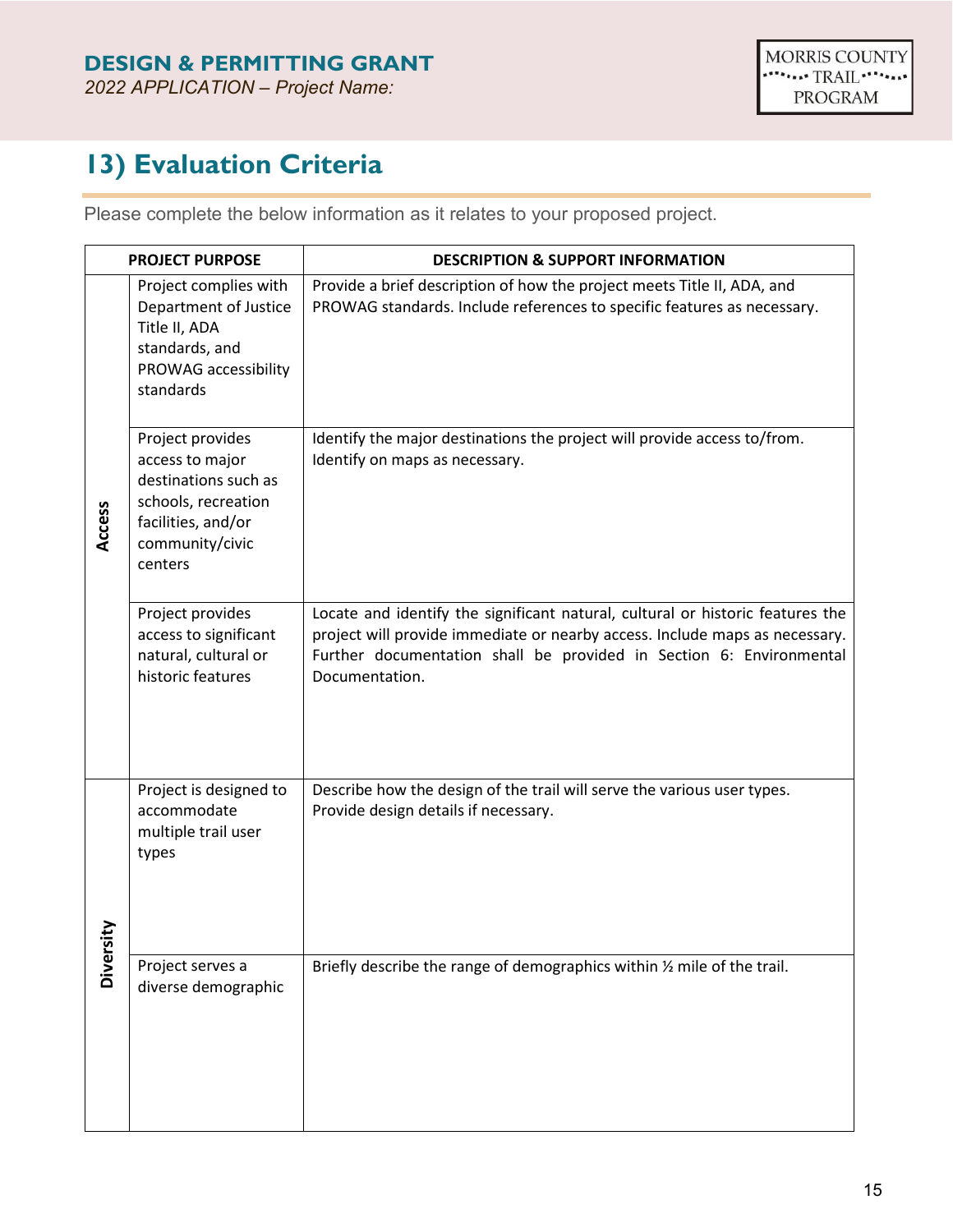# 13) Evaluation Criteria

Please complete the below information as it relates to your proposed project.

| PROJECT PURPOSE | | DESCRIPTION & SUPPORT INFORMATION |
| --- | --- | --- |
| Access | Project complies with Department of Justice Title II, ADA standards, and PROWAG accessibility standards | Provide a brief description of how the project meets Title II, ADA, and PROWAG standards. Include references to specific features as necessary. |
| | Project provides access to major destinations such as schools, recreation facilities, and/or community/civic centers | Identify the major destinations the project will provide access to/from. Identify on maps as necessary. |
| | Project provides access to significant natural, cultural or historic features | Locate and identify the significant natural, cultural or historic features the project will provide immediate or nearby access. Include maps as necessary. Further documentation shall be provided in Section 6: Environmental Documentation. |
| Diversity | Project is designed to accommodate multiple trail user types | Describe how the design of the trail will serve the various user types. Provide design details if necessary. |
| | Project serves a diverse demographic | Briefly describe the range of demographics within ½ mile of the trail. |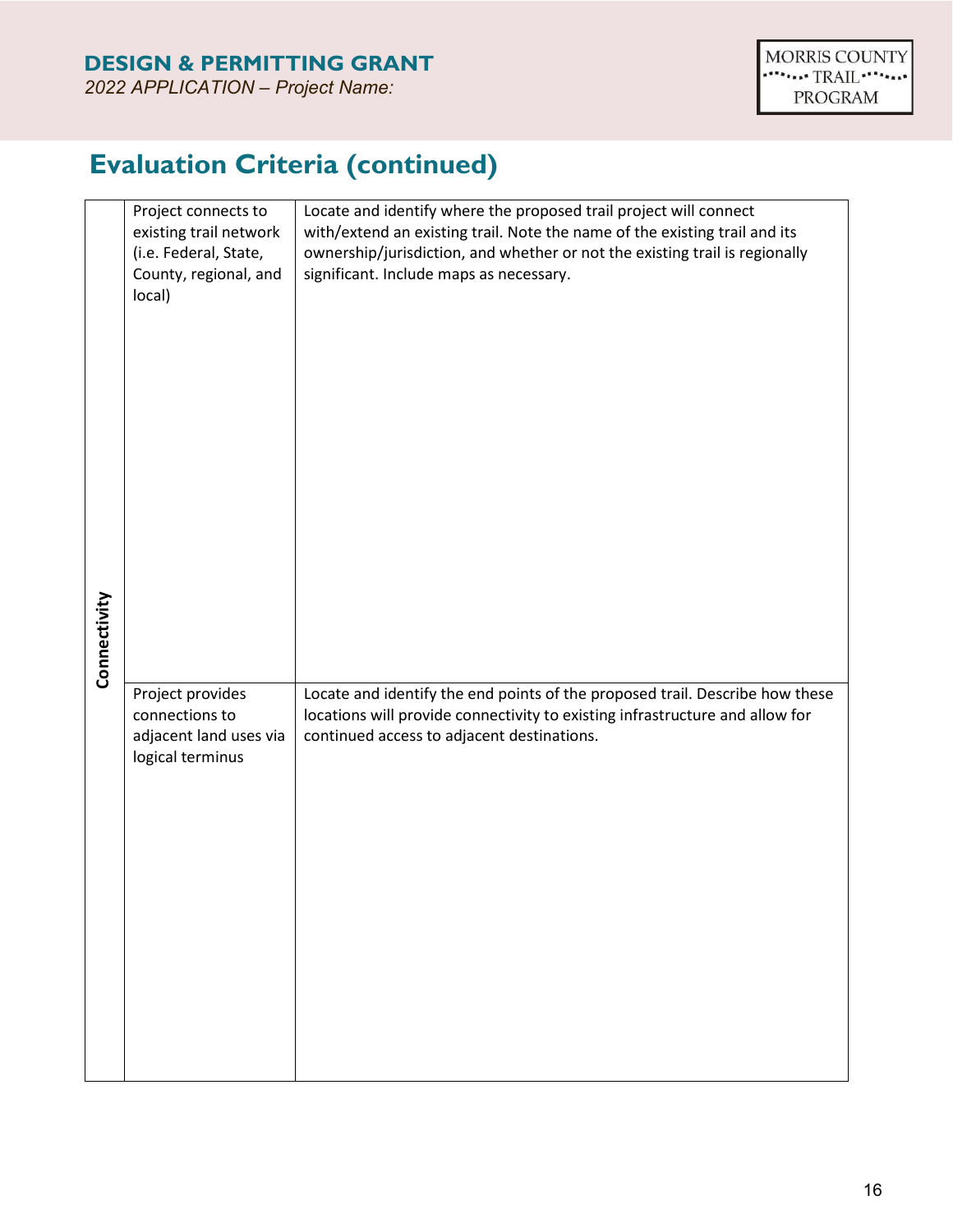## Evaluation Criteria (continued)

| | | |
|---|---|---|
| Connectivity | Project connects to existing trail network (i.e. Federal, State, County, regional, and local) | Locate and identify where the proposed trail project will connect with/extend an existing trail. Note the name of the existing trail and its ownership/jurisdiction, and whether or not the existing trail is regionally significant. Include maps as necessary. |
| | Project provides connections to adjacent land uses via logical terminus | Locate and identify the end points of the proposed trail. Describe how these locations will provide connectivity to existing infrastructure and allow for continued access to adjacent destinations. |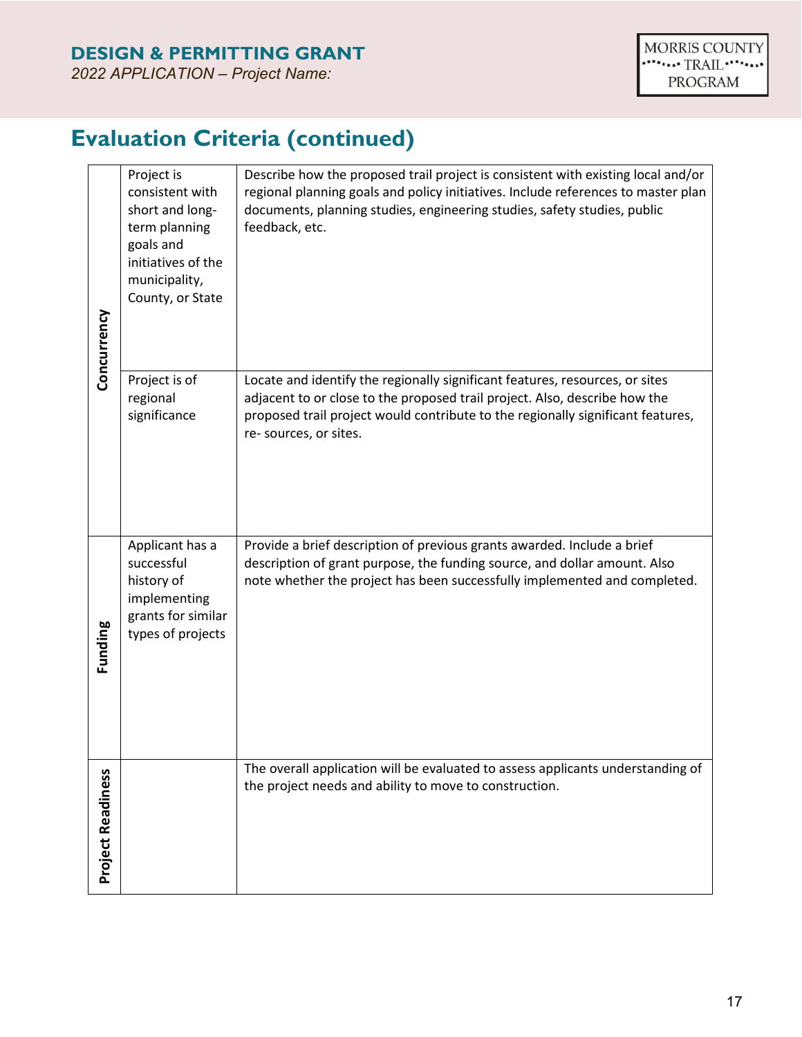## Evaluation Criteria (continued)

| | | |
|---|---|---|
| **Concurrency** | Project is consistent with short and long-term planning goals and initiatives of the municipality, County, or State | Describe how the proposed trail project is consistent with existing local and/or regional planning goals and policy initiatives. Include references to master plan documents, planning studies, engineering studies, safety studies, public feedback, etc. |
| | Project is of regional significance | Locate and identify the regionally significant features, resources, or sites adjacent to or close to the proposed trail project. Also, describe how the proposed trail project would contribute to the regionally significant features, re- sources, or sites. |
| **Funding** | Applicant has a successful history of implementing grants for similar types of projects | Provide a brief description of previous grants awarded. Include a brief description of grant purpose, the funding source, and dollar amount. Also note whether the project has been successfully implemented and completed. |
| **Project Readiness** | | The overall application will be evaluated to assess applicants understanding of the project needs and ability to move to construction. |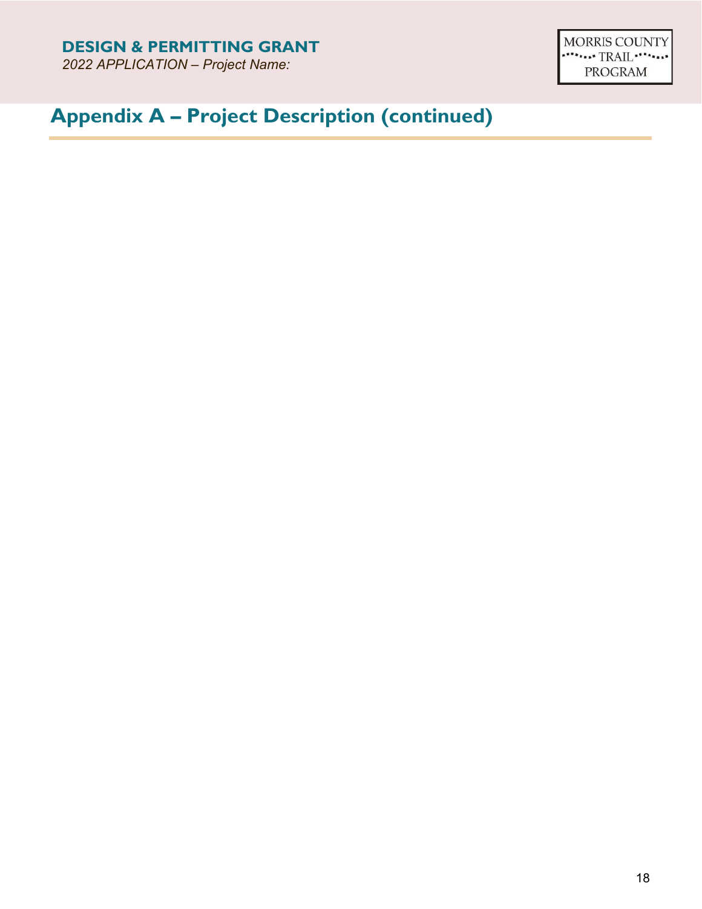## Appendix A – Project Description (continued)